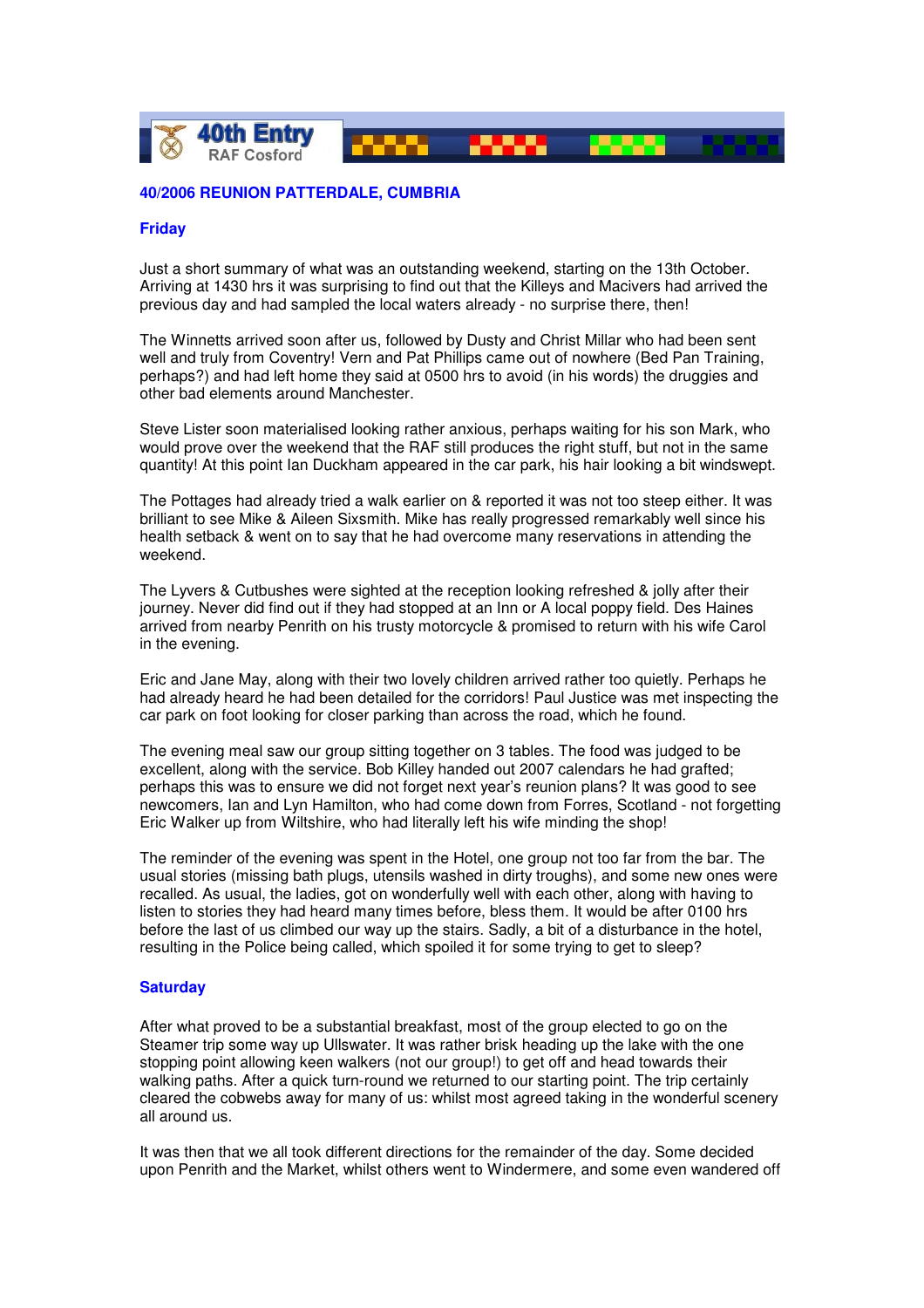40th Entry
RAF Cosford

## 40/2006 REUNION PATTERDALE, CUMBRIA

### Friday

Just a short summary of what was an outstanding weekend, starting on the 13th October. Arriving at 1430 hrs it was surprising to find out that the Killeys and Macivers had arrived the previous day and had sampled the local waters already - no surprise there, then!

The Winnetts arrived soon after us, followed by Dusty and Christ Millar who had been sent well and truly from Coventry! Vern and Pat Phillips came out of nowhere (Bed Pan Training, perhaps?) and had left home they said at 0500 hrs to avoid (in his words) the druggies and other bad elements around Manchester.

Steve Lister soon materialised looking rather anxious, perhaps waiting for his son Mark, who would prove over the weekend that the RAF still produces the right stuff, but not in the same quantity! At this point Ian Duckham appeared in the car park, his hair looking a bit windswept.

The Pottages had already tried a walk earlier on & reported it was not too steep either. It was brilliant to see Mike & Aileen Sixsmith. Mike has really progressed remarkably well since his health setback & went on to say that he had overcome many reservations in attending the weekend.

The Lyvers & Cutbushes were sighted at the reception looking refreshed & jolly after their journey. Never did find out if they had stopped at an Inn or A local poppy field. Des Haines arrived from nearby Penrith on his trusty motorcycle & promised to return with his wife Carol in the evening.

Eric and Jane May, along with their two lovely children arrived rather too quietly. Perhaps he had already heard he had been detailed for the corridors! Paul Justice was met inspecting the car park on foot looking for closer parking than across the road, which he found.

The evening meal saw our group sitting together on 3 tables. The food was judged to be excellent, along with the service. Bob Killey handed out 2007 calendars he had grafted; perhaps this was to ensure we did not forget next year's reunion plans? It was good to see newcomers, Ian and Lyn Hamilton, who had come down from Forres, Scotland - not forgetting Eric Walker up from Wiltshire, who had literally left his wife minding the shop!

The reminder of the evening was spent in the Hotel, one group not too far from the bar. The usual stories (missing bath plugs, utensils washed in dirty troughs), and some new ones were recalled. As usual, the ladies, got on wonderfully well with each other, along with having to listen to stories they had heard many times before, bless them. It would be after 0100 hrs before the last of us climbed our way up the stairs. Sadly, a bit of a disturbance in the hotel, resulting in the Police being called, which spoiled it for some trying to get to sleep?

### Saturday

After what proved to be a substantial breakfast, most of the group elected to go on the Steamer trip some way up Ullswater. It was rather brisk heading up the lake with the one stopping point allowing keen walkers (not our group!) to get off and head towards their walking paths. After a quick turn-round we returned to our starting point. The trip certainly cleared the cobwebs away for many of us: whilst most agreed taking in the wonderful scenery all around us.

It was then that we all took different directions for the remainder of the day. Some decided upon Penrith and the Market, whilst others went to Windermere, and some even wandered off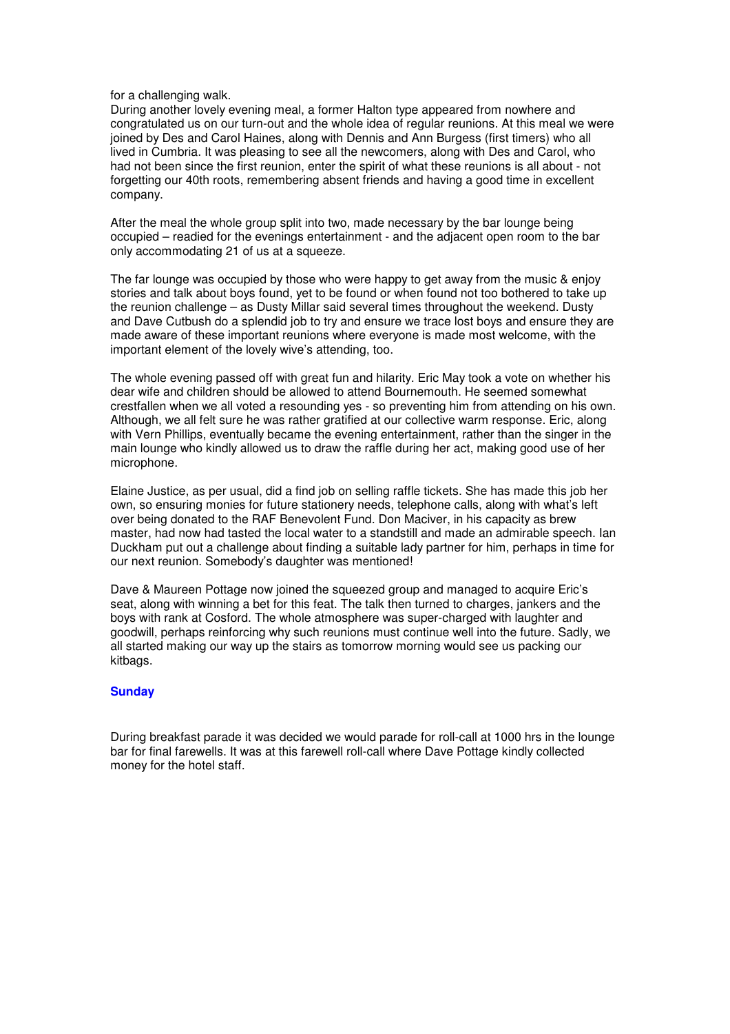for a challenging walk.
During another lovely evening meal, a former Halton type appeared from nowhere and congratulated us on our turn-out and the whole idea of regular reunions. At this meal we were joined by Des and Carol Haines, along with Dennis and Ann Burgess (first timers) who all lived in Cumbria. It was pleasing to see all the newcomers, along with Des and Carol, who had not been since the first reunion, enter the spirit of what these reunions is all about - not forgetting our 40th roots, remembering absent friends and having a good time in excellent company.

After the meal the whole group split into two, made necessary by the bar lounge being occupied – readied for the evenings entertainment - and the adjacent open room to the bar only accommodating 21 of us at a squeeze.

The far lounge was occupied by those who were happy to get away from the music & enjoy stories and talk about boys found, yet to be found or when found not too bothered to take up the reunion challenge – as Dusty Millar said several times throughout the weekend. Dusty and Dave Cutbush do a splendid job to try and ensure we trace lost boys and ensure they are made aware of these important reunions where everyone is made most welcome, with the important element of the lovely wive's attending, too.

The whole evening passed off with great fun and hilarity. Eric May took a vote on whether his dear wife and children should be allowed to attend Bournemouth. He seemed somewhat crestfallen when we all voted a resounding yes - so preventing him from attending on his own. Although, we all felt sure he was rather gratified at our collective warm response. Eric, along with Vern Phillips, eventually became the evening entertainment, rather than the singer in the main lounge who kindly allowed us to draw the raffle during her act, making good use of her microphone.

Elaine Justice, as per usual, did a find job on selling raffle tickets. She has made this job her own, so ensuring monies for future stationery needs, telephone calls, along with what's left over being donated to the RAF Benevolent Fund. Don Maciver, in his capacity as brew master, had now had tasted the local water to a standstill and made an admirable speech. Ian Duckham put out a challenge about finding a suitable lady partner for him, perhaps in time for our next reunion. Somebody's daughter was mentioned!

Dave & Maureen Pottage now joined the squeezed group and managed to acquire Eric's seat, along with winning a bet for this feat. The talk then turned to charges, jankers and the boys with rank at Cosford. The whole atmosphere was super-charged with laughter and goodwill, perhaps reinforcing why such reunions must continue well into the future. Sadly, we all started making our way up the stairs as tomorrow morning would see us packing our kitbags.

### Sunday

During breakfast parade it was decided we would parade for roll-call at 1000 hrs in the lounge bar for final farewells. It was at this farewell roll-call where Dave Pottage kindly collected money for the hotel staff.